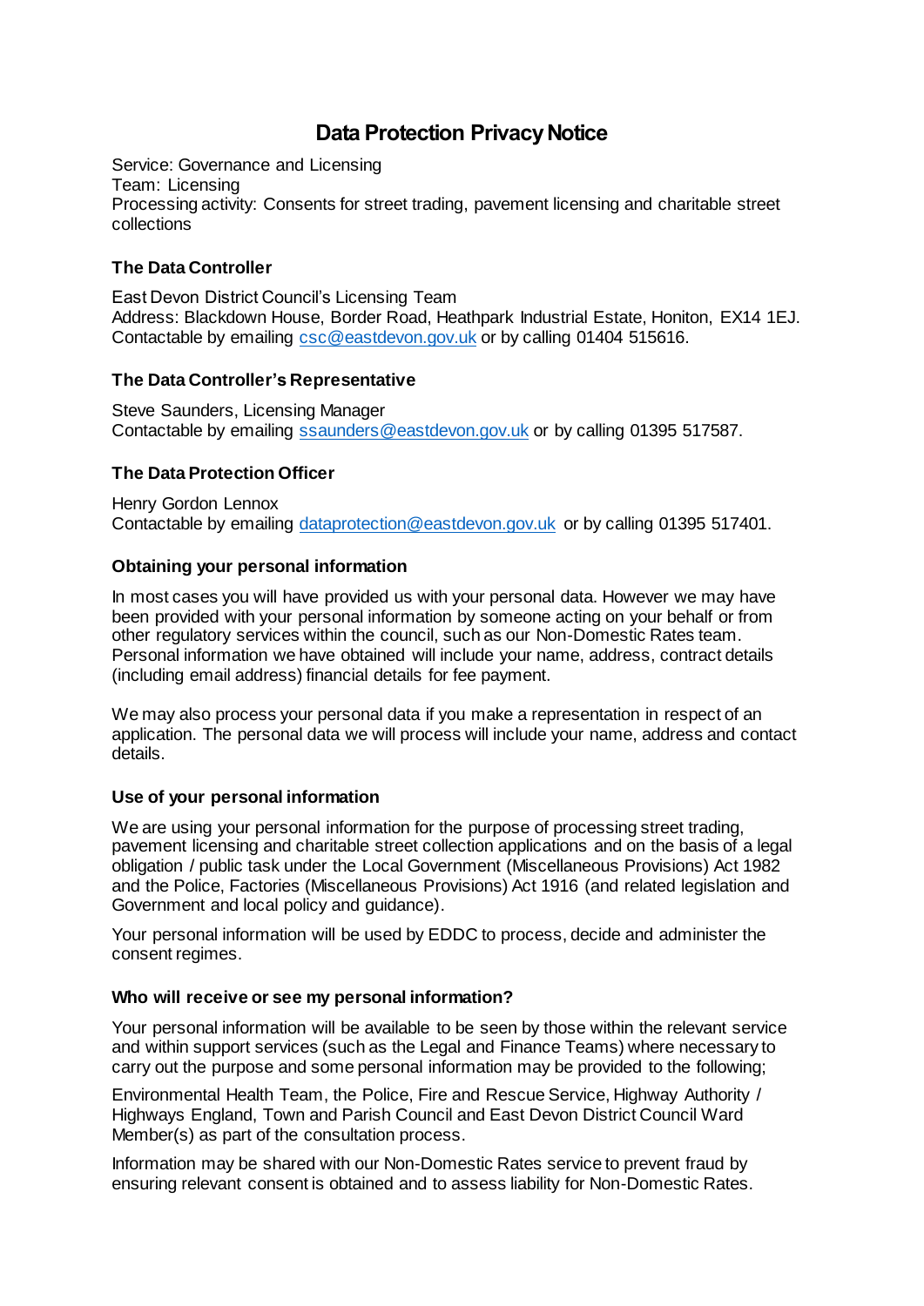# Data Protection Privacy Notice

Service: Governance and Licensing
Team: Licensing
Processing activity: Consents for street trading, pavement licensing and charitable street collections

### The Data Controller

East Devon District Council's Licensing Team
Address: Blackdown House, Border Road, Heathpark Industrial Estate, Honiton, EX14 1EJ.
Contactable by emailing csc@eastdevon.gov.uk or by calling 01404 515616.

### The Data Controller's Representative

Steve Saunders, Licensing Manager
Contactable by emailing ssaunders@eastdevon.gov.uk or by calling 01395 517587.

### The Data Protection Officer

Henry Gordon Lennox
Contactable by emailing dataprotection@eastdevon.gov.uk or by calling 01395 517401.

### Obtaining your personal information

In most cases you will have provided us with your personal data. However we may have been provided with your personal information by someone acting on your behalf or from other regulatory services within the council, such as our Non-Domestic Rates team. Personal information we have obtained will include your name, address, contract details (including email address) financial details for fee payment.

We may also process your personal data if you make a representation in respect of an application. The personal data we will process will include your name, address and contact details.

### Use of your personal information

We are using your personal information for the purpose of processing street trading, pavement licensing and charitable street collection applications and on the basis of a legal obligation / public task under the Local Government (Miscellaneous Provisions) Act 1982 and the Police, Factories (Miscellaneous Provisions) Act 1916 (and related legislation and Government and local policy and guidance).

Your personal information will be used by EDDC to process, decide and administer the consent regimes.

### Who will receive or see my personal information?

Your personal information will be available to be seen by those within the relevant service and within support services (such as the Legal and Finance Teams) where necessary to carry out the purpose and some personal information may be provided to the following;

Environmental Health Team, the Police, Fire and Rescue Service, Highway Authority / Highways England, Town and Parish Council and East Devon District Council Ward Member(s) as part of the consultation process.

Information may be shared with our Non-Domestic Rates service to prevent fraud by ensuring relevant consent is obtained and to assess liability for Non-Domestic Rates.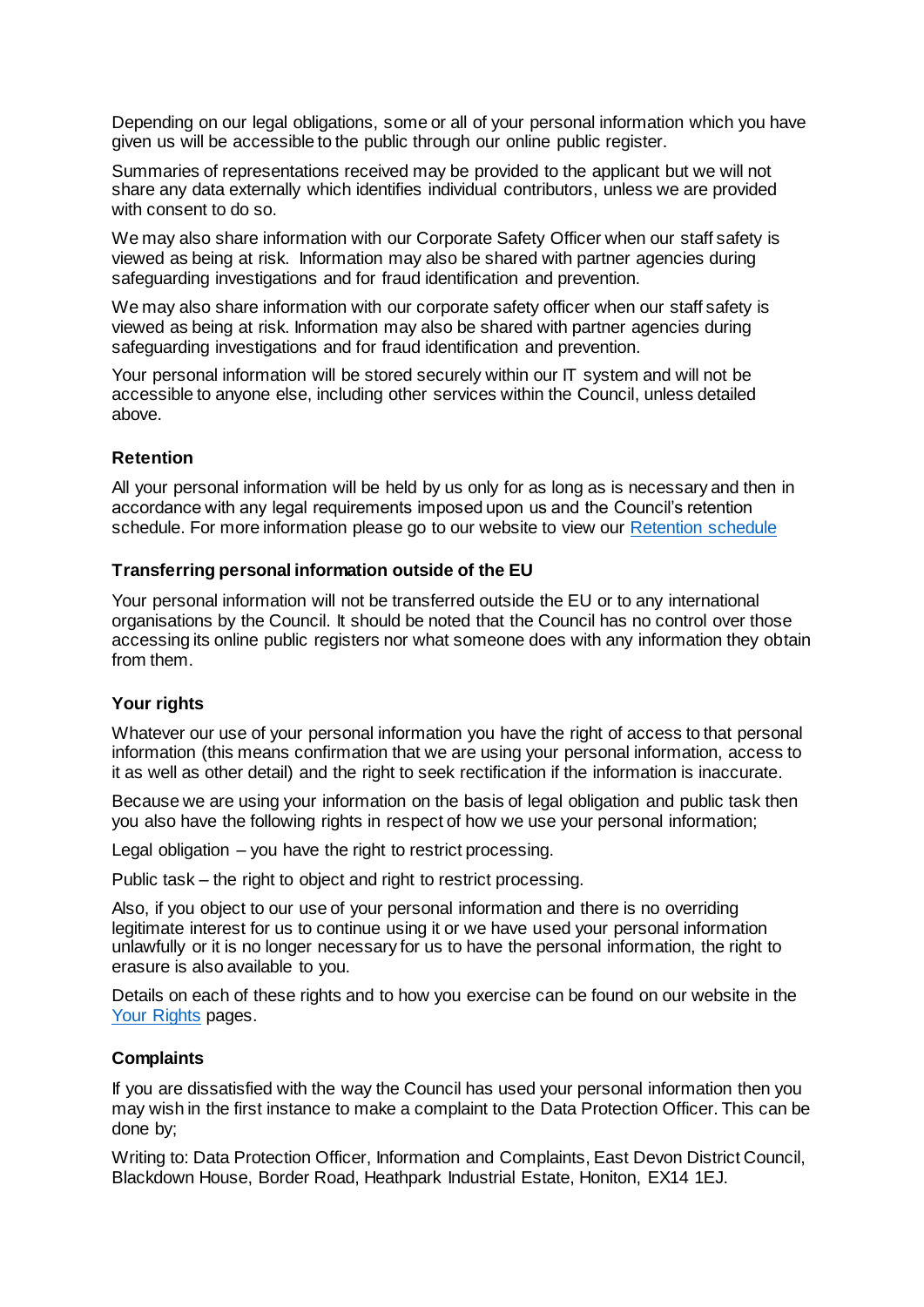Depending on our legal obligations, some or all of your personal information which you have given us will be accessible to the public through our online public register.

Summaries of representations received may be provided to the applicant but we will not share any data externally which identifies individual contributors, unless we are provided with consent to do so.

We may also share information with our Corporate Safety Officer when our staff safety is viewed as being at risk. Information may also be shared with partner agencies during safeguarding investigations and for fraud identification and prevention.

We may also share information with our corporate safety officer when our staff safety is viewed as being at risk. Information may also be shared with partner agencies during safeguarding investigations and for fraud identification and prevention.

Your personal information will be stored securely within our IT system and will not be accessible to anyone else, including other services within the Council, unless detailed above.

**Retention**

All your personal information will be held by us only for as long as is necessary and then in accordance with any legal requirements imposed upon us and the Council's retention schedule. For more information please go to our website to view our [Retention schedule]

**Transferring personal information outside of the EU**

Your personal information will not be transferred outside the EU or to any international organisations by the Council. It should be noted that the Council has no control over those accessing its online public registers nor what someone does with any information they obtain from them.

**Your rights**

Whatever our use of your personal information you have the right of access to that personal information (this means confirmation that we are using your personal information, access to it as well as other detail) and the right to seek rectification if the information is inaccurate.

Because we are using your information on the basis of legal obligation and public task then you also have the following rights in respect of how we use your personal information;

Legal obligation – you have the right to restrict processing.

Public task – the right to object and right to restrict processing.

Also, if you object to our use of your personal information and there is no overriding legitimate interest for us to continue using it or we have used your personal information unlawfully or it is no longer necessary for us to have the personal information, the right to erasure is also available to you.

Details on each of these rights and to how you exercise can be found on our website in the [Your Rights] pages.

**Complaints**

If you are dissatisfied with the way the Council has used your personal information then you may wish in the first instance to make a complaint to the Data Protection Officer. This can be done by;

Writing to: Data Protection Officer, Information and Complaints, East Devon District Council, Blackdown House, Border Road, Heathpark Industrial Estate, Honiton, EX14 1EJ.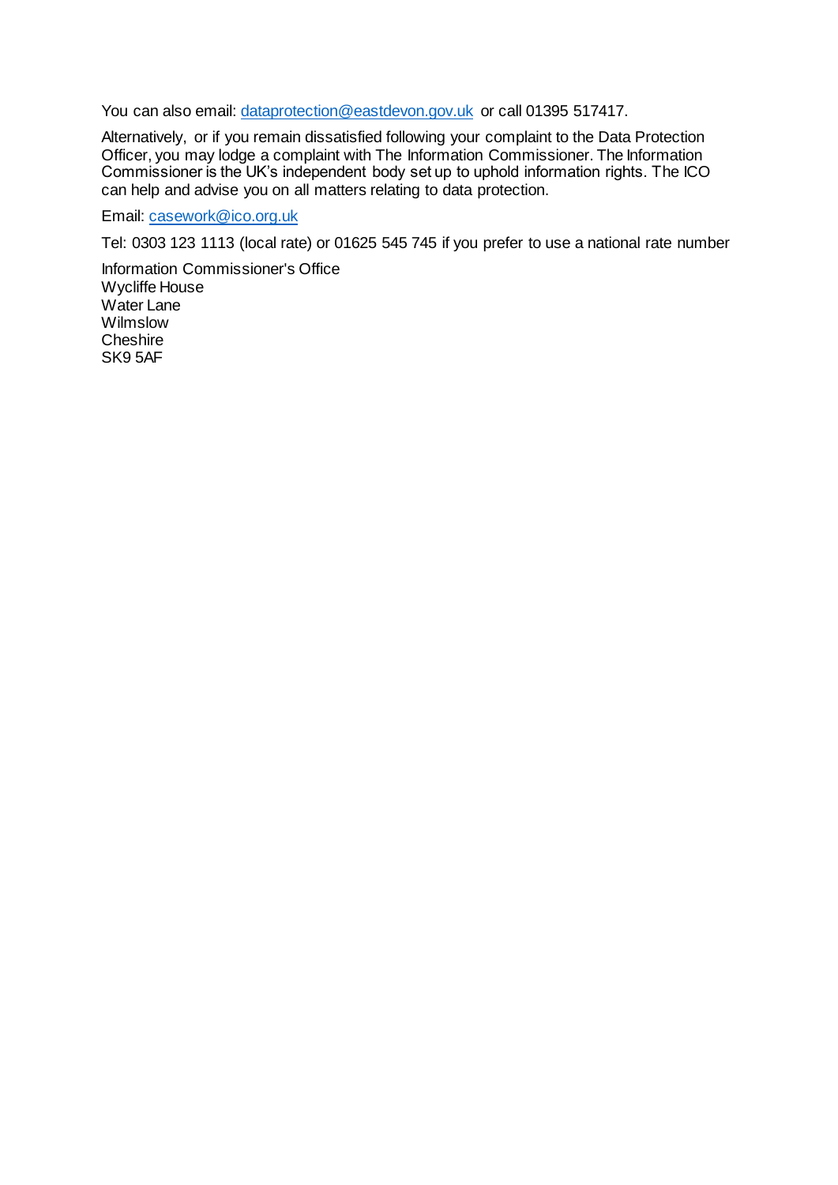You can also email: dataprotection@eastdevon.gov.uk or call 01395 517417.

Alternatively, or if you remain dissatisfied following your complaint to the Data Protection Officer, you may lodge a complaint with The Information Commissioner. The Information Commissioner is the UK's independent body set up to uphold information rights. The ICO can help and advise you on all matters relating to data protection.

Email: casework@ico.org.uk

Tel: 0303 123 1113 (local rate) or 01625 545 745 if you prefer to use a national rate number

Information Commissioner's Office  
Wycliffe House  
Water Lane  
Wilmslow  
Cheshire  
SK9 5AF